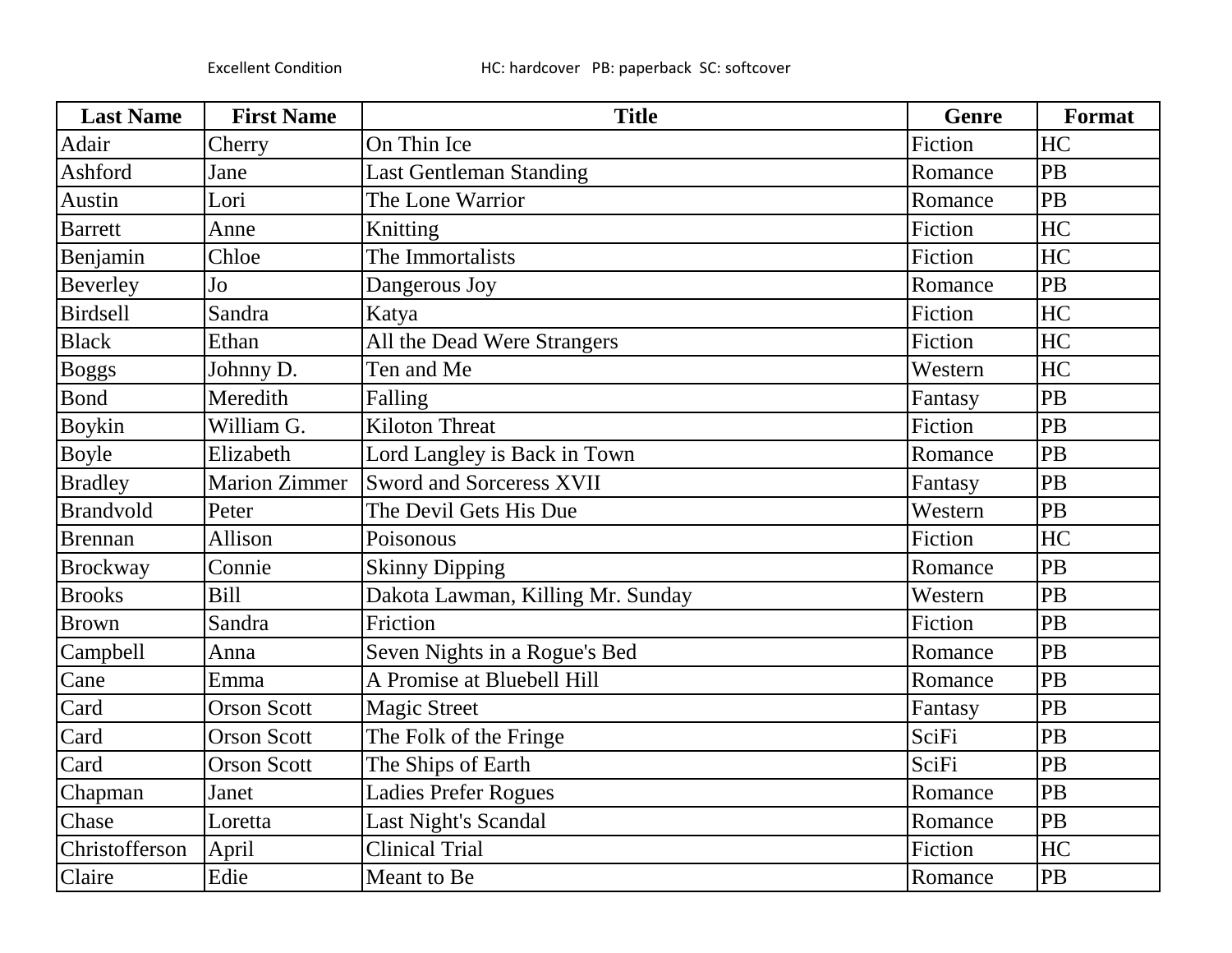Excellent Condition HC: hardcover PB: paperback SC: softcover

| Last Name | First Name | Title | Genre | Format |
|---|---|---|---|---|
| Adair | Cherry | On Thin Ice | Fiction | HC |
| Ashford | Jane | Last Gentleman Standing | Romance | PB |
| Austin | Lori | The Lone Warrior | Romance | PB |
| Barrett | Anne | Knitting | Fiction | HC |
| Benjamin | Chloe | The Immortalists | Fiction | HC |
| Beverley | Jo | Dangerous Joy | Romance | PB |
| Birdsell | Sandra | Katya | Fiction | HC |
| Black | Ethan | All the Dead Were Strangers | Fiction | HC |
| Boggs | Johnny D. | Ten and Me | Western | HC |
| Bond | Meredith | Falling | Fantasy | PB |
| Boykin | William G. | Kiloton Threat | Fiction | PB |
| Boyle | Elizabeth | Lord Langley is Back in Town | Romance | PB |
| Bradley | Marion Zimmer | Sword and Sorceress XVII | Fantasy | PB |
| Brandvold | Peter | The Devil Gets His Due | Western | PB |
| Brennan | Allison | Poisonous | Fiction | HC |
| Brockway | Connie | Skinny Dipping | Romance | PB |
| Brooks | Bill | Dakota Lawman, Killing Mr. Sunday | Western | PB |
| Brown | Sandra | Friction | Fiction | PB |
| Campbell | Anna | Seven Nights in a Rogue's Bed | Romance | PB |
| Cane | Emma | A Promise at Bluebell Hill | Romance | PB |
| Card | Orson Scott | Magic Street | Fantasy | PB |
| Card | Orson Scott | The Folk of the Fringe | SciFi | PB |
| Card | Orson Scott | The Ships of Earth | SciFi | PB |
| Chapman | Janet | Ladies Prefer Rogues | Romance | PB |
| Chase | Loretta | Last Night's Scandal | Romance | PB |
| Christofferson | April | Clinical Trial | Fiction | HC |
| Claire | Edie | Meant to Be | Romance | PB |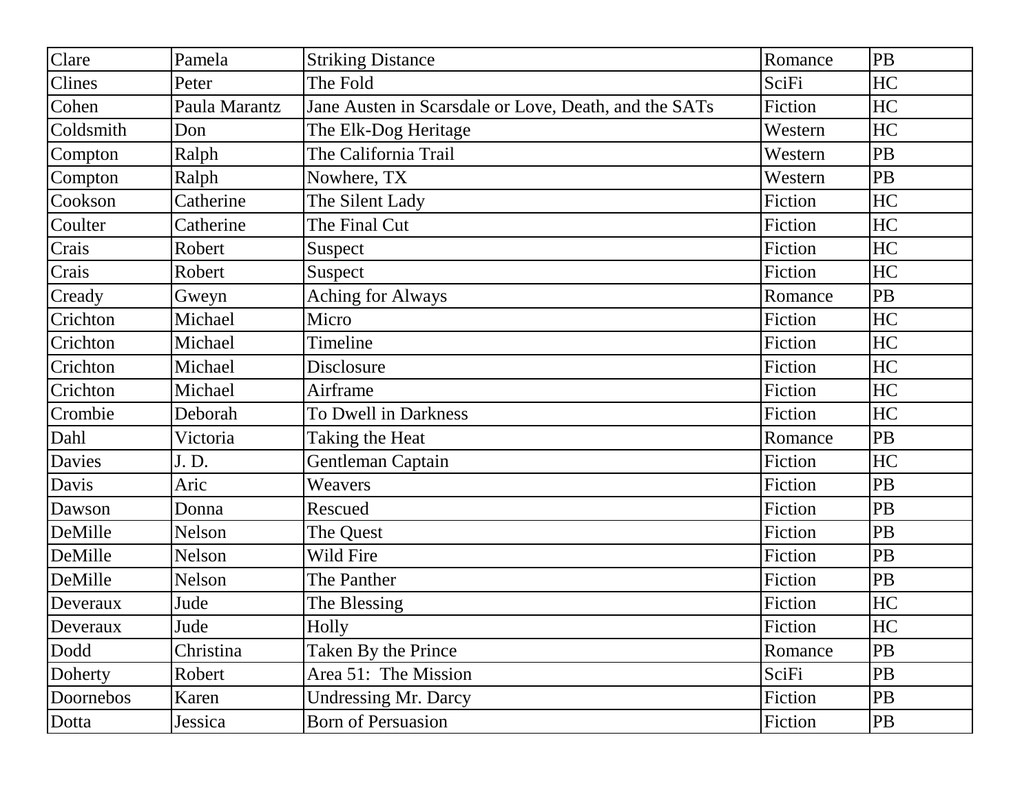| Clare | Pamela | Striking Distance | Romance | PB |
|---|---|---|---|---|
| Clines | Peter | The Fold | SciFi | HC |
| Cohen | Paula Marantz | Jane Austen in Scarsdale or Love, Death, and the SATs | Fiction | HC |
| Coldsmith | Don | The Elk-Dog Heritage | Western | HC |
| Compton | Ralph | The California Trail | Western | PB |
| Compton | Ralph | Nowhere, TX | Western | PB |
| Cookson | Catherine | The Silent Lady | Fiction | HC |
| Coulter | Catherine | The Final Cut | Fiction | HC |
| Crais | Robert | Suspect | Fiction | HC |
| Crais | Robert | Suspect | Fiction | HC |
| Cready | Gweyn | Aching for Always | Romance | PB |
| Crichton | Michael | Micro | Fiction | HC |
| Crichton | Michael | Timeline | Fiction | HC |
| Crichton | Michael | Disclosure | Fiction | HC |
| Crichton | Michael | Airframe | Fiction | HC |
| Crombie | Deborah | To Dwell in Darkness | Fiction | HC |
| Dahl | Victoria | Taking the Heat | Romance | PB |
| Davies | J. D. | Gentleman Captain | Fiction | HC |
| Davis | Aric | Weavers | Fiction | PB |
| Dawson | Donna | Rescued | Fiction | PB |
| DeMille | Nelson | The Quest | Fiction | PB |
| DeMille | Nelson | Wild Fire | Fiction | PB |
| DeMille | Nelson | The Panther | Fiction | PB |
| Deveraux | Jude | The Blessing | Fiction | HC |
| Deveraux | Jude | Holly | Fiction | HC |
| Dodd | Christina | Taken By the Prince | Romance | PB |
| Doherty | Robert | Area 51: The Mission | SciFi | PB |
| Doornebos | Karen | Undressing Mr. Darcy | Fiction | PB |
| Dotta | Jessica | Born of Persuasion | Fiction | PB |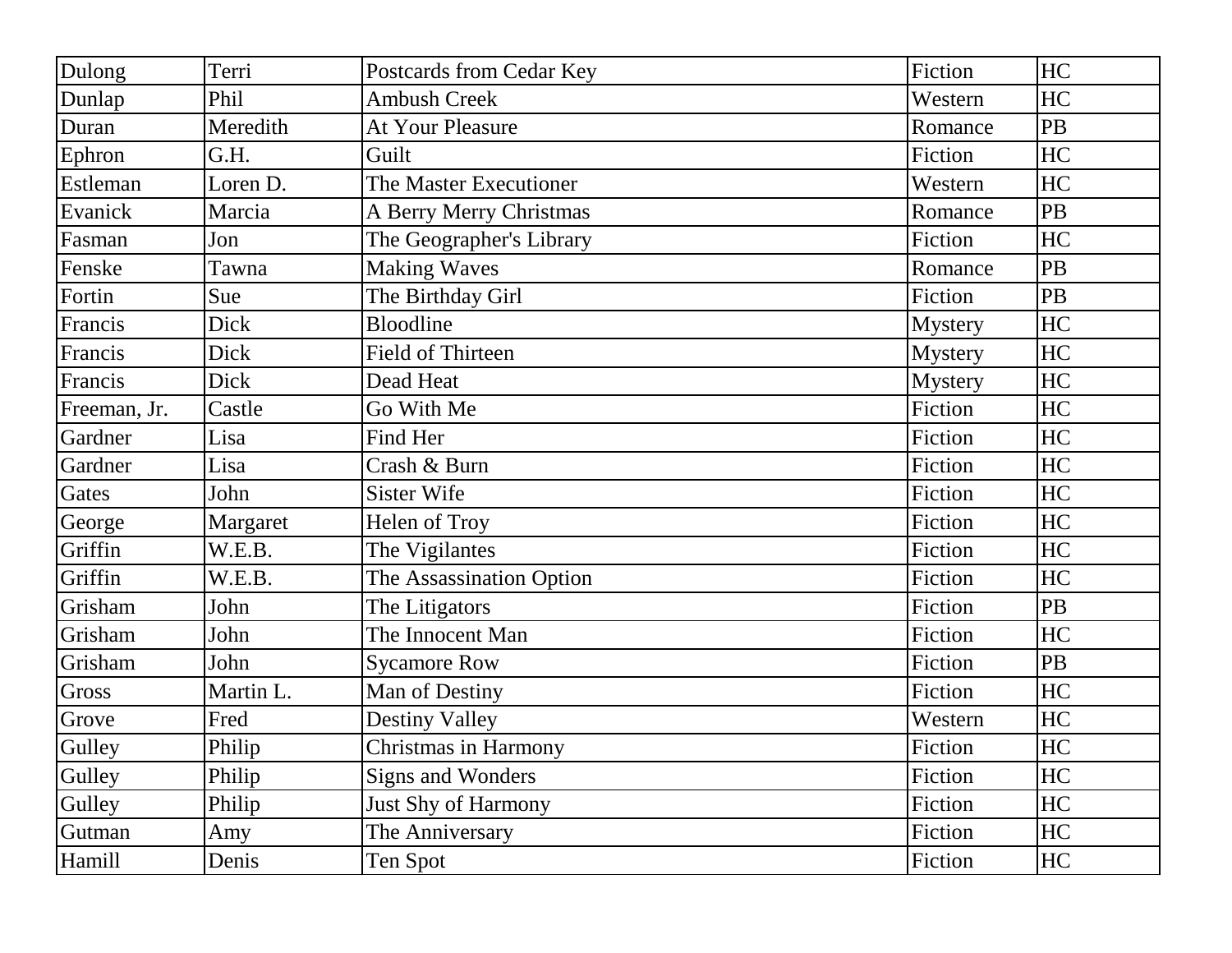| Dulong | Terri | Postcards from Cedar Key | Fiction | HC |
|---|---|---|---|---|
| Dunlap | Phil | Ambush Creek | Western | HC |
| Duran | Meredith | At Your Pleasure | Romance | PB |
| Ephron | G.H. | Guilt | Fiction | HC |
| Estleman | Loren D. | The Master Executioner | Western | HC |
| Evanick | Marcia | A Berry Merry Christmas | Romance | PB |
| Fasman | Jon | The Geographer's Library | Fiction | HC |
| Fenske | Tawna | Making Waves | Romance | PB |
| Fortin | Sue | The Birthday Girl | Fiction | PB |
| Francis | Dick | Bloodline | Mystery | HC |
| Francis | Dick | Field of Thirteen | Mystery | HC |
| Francis | Dick | Dead Heat | Mystery | HC |
| Freeman, Jr. | Castle | Go With Me | Fiction | HC |
| Gardner | Lisa | Find Her | Fiction | HC |
| Gardner | Lisa | Crash & Burn | Fiction | HC |
| Gates | John | Sister Wife | Fiction | HC |
| George | Margaret | Helen of Troy | Fiction | HC |
| Griffin | W.E.B. | The Vigilantes | Fiction | HC |
| Griffin | W.E.B. | The Assassination Option | Fiction | HC |
| Grisham | John | The Litigators | Fiction | PB |
| Grisham | John | The Innocent Man | Fiction | HC |
| Grisham | John | Sycamore Row | Fiction | PB |
| Gross | Martin L. | Man of Destiny | Fiction | HC |
| Grove | Fred | Destiny Valley | Western | HC |
| Gulley | Philip | Christmas in Harmony | Fiction | HC |
| Gulley | Philip | Signs and Wonders | Fiction | HC |
| Gulley | Philip | Just Shy of Harmony | Fiction | HC |
| Gutman | Amy | The Anniversary | Fiction | HC |
| Hamill | Denis | Ten Spot | Fiction | HC |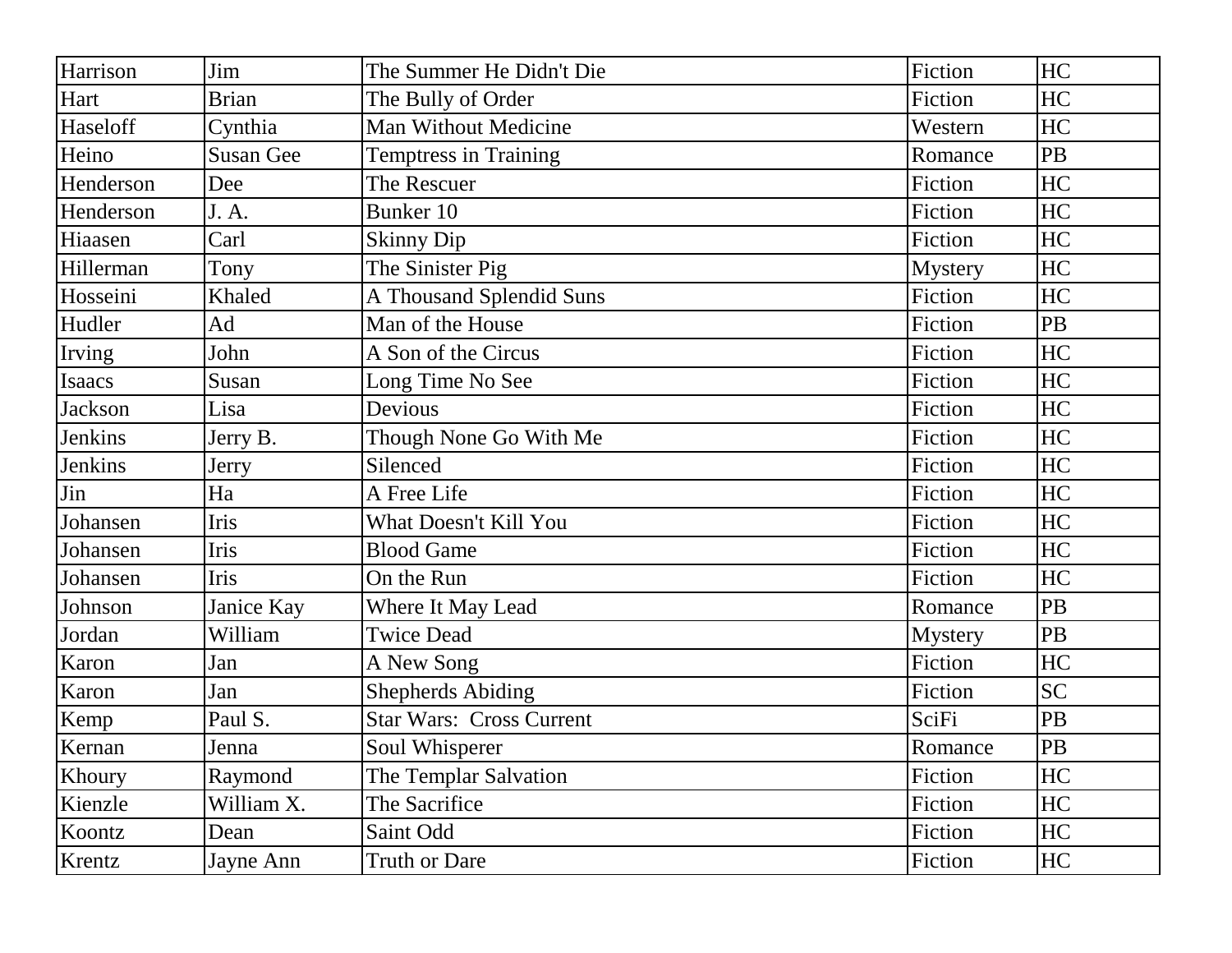| | | | | |
|---|---|---|---|---|
| Harrison | Jim | The Summer He Didn't Die | Fiction | HC |
| Hart | Brian | The Bully of Order | Fiction | HC |
| Haseloff | Cynthia | Man Without Medicine | Western | HC |
| Heino | Susan Gee | Temptress in Training | Romance | PB |
| Henderson | Dee | The Rescuer | Fiction | HC |
| Henderson | J. A. | Bunker 10 | Fiction | HC |
| Hiaasen | Carl | Skinny Dip | Fiction | HC |
| Hillerman | Tony | The Sinister Pig | Mystery | HC |
| Hosseini | Khaled | A Thousand Splendid Suns | Fiction | HC |
| Hudler | Ad | Man of the House | Fiction | PB |
| Irving | John | A Son of the Circus | Fiction | HC |
| Isaacs | Susan | Long Time No See | Fiction | HC |
| Jackson | Lisa | Devious | Fiction | HC |
| Jenkins | Jerry B. | Though None Go With Me | Fiction | HC |
| Jenkins | Jerry | Silenced | Fiction | HC |
| Jin | Ha | A Free Life | Fiction | HC |
| Johansen | Iris | What Doesn't Kill You | Fiction | HC |
| Johansen | Iris | Blood Game | Fiction | HC |
| Johansen | Iris | On the Run | Fiction | HC |
| Johnson | Janice Kay | Where It May Lead | Romance | PB |
| Jordan | William | Twice Dead | Mystery | PB |
| Karon | Jan | A New Song | Fiction | HC |
| Karon | Jan | Shepherds Abiding | Fiction | SC |
| Kemp | Paul S. | Star Wars: Cross Current | SciFi | PB |
| Kernan | Jenna | Soul Whisperer | Romance | PB |
| Khoury | Raymond | The Templar Salvation | Fiction | HC |
| Kienzle | William X. | The Sacrifice | Fiction | HC |
| Koontz | Dean | Saint Odd | Fiction | HC |
| Krentz | Jayne Ann | Truth or Dare | Fiction | HC |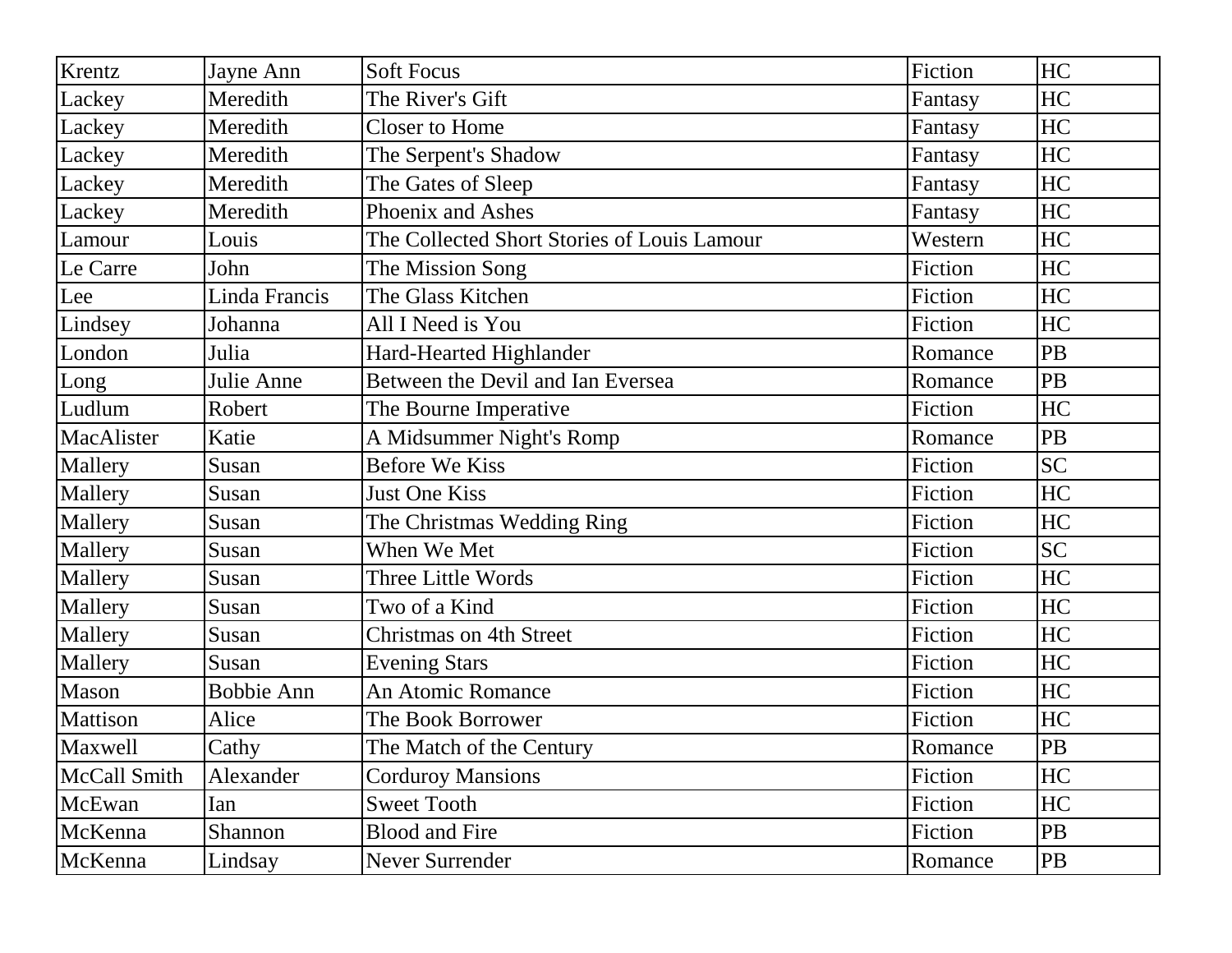| Krentz | Jayne Ann | Soft Focus | Fiction | HC |
|---|---|---|---|---|
| Lackey | Meredith | The River's Gift | Fantasy | HC |
| Lackey | Meredith | Closer to Home | Fantasy | HC |
| Lackey | Meredith | The Serpent's Shadow | Fantasy | HC |
| Lackey | Meredith | The Gates of Sleep | Fantasy | HC |
| Lackey | Meredith | Phoenix and Ashes | Fantasy | HC |
| Lamour | Louis | The Collected Short Stories of Louis Lamour | Western | HC |
| Le Carre | John | The Mission Song | Fiction | HC |
| Lee | Linda Francis | The Glass Kitchen | Fiction | HC |
| Lindsey | Johanna | All I Need is You | Fiction | HC |
| London | Julia | Hard-Hearted Highlander | Romance | PB |
| Long | Julie Anne | Between the Devil and Ian Eversea | Romance | PB |
| Ludlum | Robert | The Bourne Imperative | Fiction | HC |
| MacAlister | Katie | A Midsummer Night's Romp | Romance | PB |
| Mallery | Susan | Before We Kiss | Fiction | SC |
| Mallery | Susan | Just One Kiss | Fiction | HC |
| Mallery | Susan | The Christmas Wedding Ring | Fiction | HC |
| Mallery | Susan | When We Met | Fiction | SC |
| Mallery | Susan | Three Little Words | Fiction | HC |
| Mallery | Susan | Two of a Kind | Fiction | HC |
| Mallery | Susan | Christmas on 4th Street | Fiction | HC |
| Mallery | Susan | Evening Stars | Fiction | HC |
| Mason | Bobbie Ann | An Atomic Romance | Fiction | HC |
| Mattison | Alice | The Book Borrower | Fiction | HC |
| Maxwell | Cathy | The Match of the Century | Romance | PB |
| McCall Smith | Alexander | Corduroy Mansions | Fiction | HC |
| McEwan | Ian | Sweet Tooth | Fiction | HC |
| McKenna | Shannon | Blood and Fire | Fiction | PB |
| McKenna | Lindsay | Never Surrender | Romance | PB |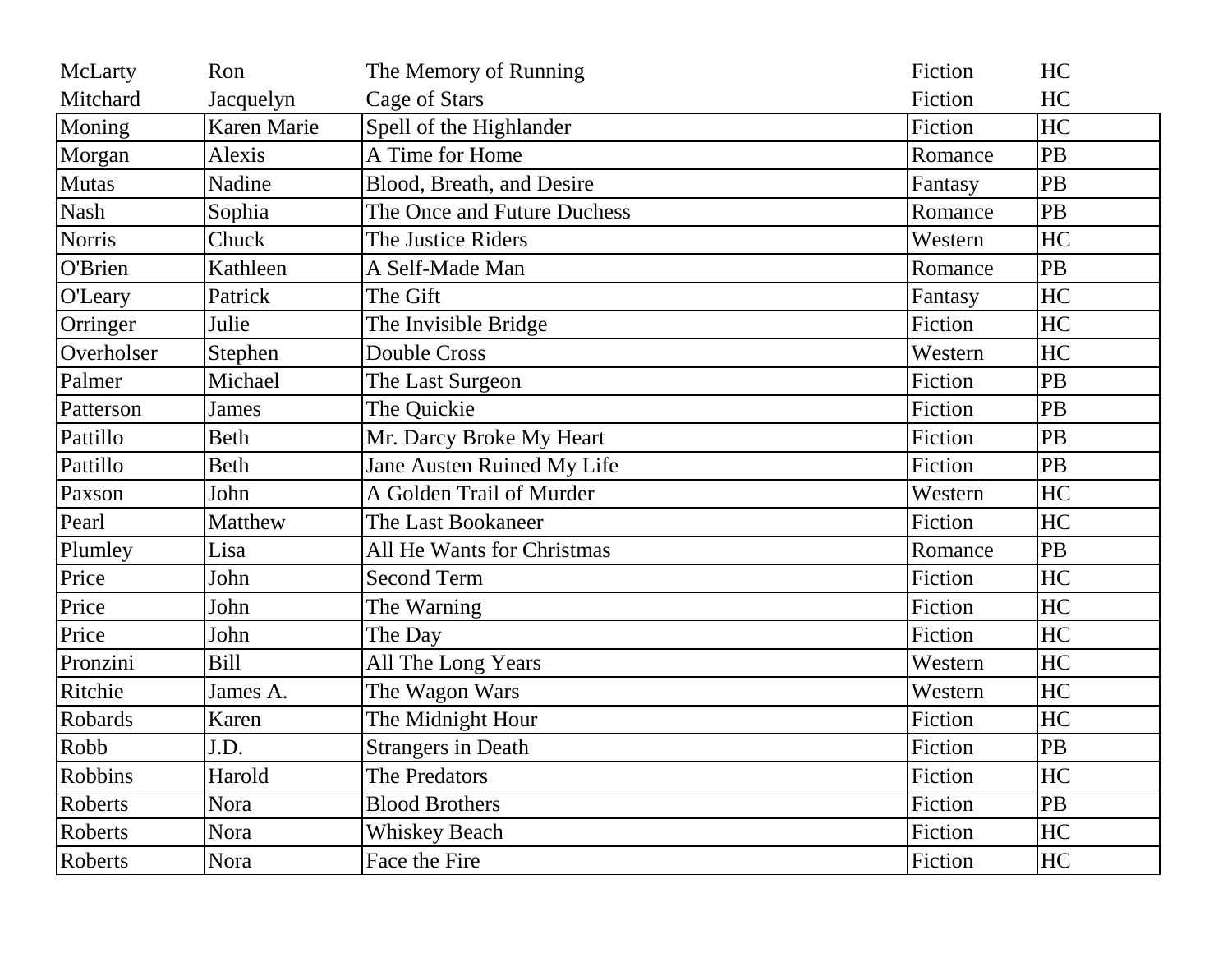| | | | | |
|---|---|---|---|---|
| McLarty | Ron | The Memory of Running | Fiction | HC |
| Mitchard | Jacquelyn | Cage of Stars | Fiction | HC |
| Moning | Karen Marie | Spell of the Highlander | Fiction | HC |
| Morgan | Alexis | A Time for Home | Romance | PB |
| Mutas | Nadine | Blood, Breath, and Desire | Fantasy | PB |
| Nash | Sophia | The Once and Future Duchess | Romance | PB |
| Norris | Chuck | The Justice Riders | Western | HC |
| O'Brien | Kathleen | A Self-Made Man | Romance | PB |
| O'Leary | Patrick | The Gift | Fantasy | HC |
| Orringer | Julie | The Invisible Bridge | Fiction | HC |
| Overholser | Stephen | Double Cross | Western | HC |
| Palmer | Michael | The Last Surgeon | Fiction | PB |
| Patterson | James | The Quickie | Fiction | PB |
| Pattillo | Beth | Mr. Darcy Broke My Heart | Fiction | PB |
| Pattillo | Beth | Jane Austen Ruined My Life | Fiction | PB |
| Paxson | John | A Golden Trail of Murder | Western | HC |
| Pearl | Matthew | The Last Bookaneer | Fiction | HC |
| Plumley | Lisa | All He Wants for Christmas | Romance | PB |
| Price | John | Second Term | Fiction | HC |
| Price | John | The Warning | Fiction | HC |
| Price | John | The Day | Fiction | HC |
| Pronzini | Bill | All The Long Years | Western | HC |
| Ritchie | James A. | The Wagon Wars | Western | HC |
| Robards | Karen | The Midnight Hour | Fiction | HC |
| Robb | J.D. | Strangers in Death | Fiction | PB |
| Robbins | Harold | The Predators | Fiction | HC |
| Roberts | Nora | Blood Brothers | Fiction | PB |
| Roberts | Nora | Whiskey Beach | Fiction | HC |
| Roberts | Nora | Face the Fire | Fiction | HC |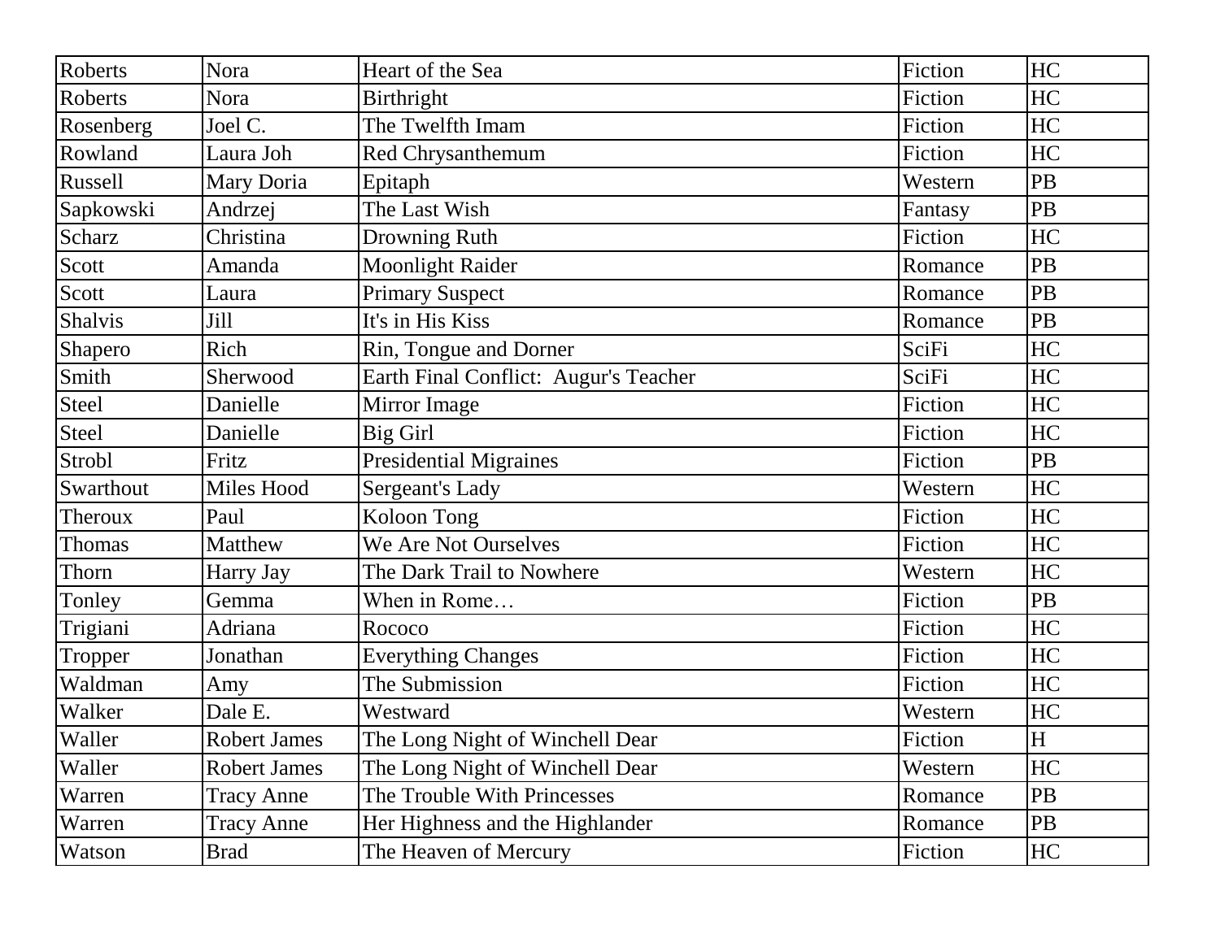| Roberts | Nora | Heart of the Sea | Fiction | HC |
|---|---|---|---|---|
| Roberts | Nora | Birthright | Fiction | HC |
| Rosenberg | Joel C. | The Twelfth Imam | Fiction | HC |
| Rowland | Laura Joh | Red Chrysanthemum | Fiction | HC |
| Russell | Mary Doria | Epitaph | Western | PB |
| Sapkowski | Andrzej | The Last Wish | Fantasy | PB |
| Scharz | Christina | Drowning Ruth | Fiction | HC |
| Scott | Amanda | Moonlight Raider | Romance | PB |
| Scott | Laura | Primary Suspect | Romance | PB |
| Shalvis | Jill | It's in His Kiss | Romance | PB |
| Shapero | Rich | Rin, Tongue and Dorner | SciFi | HC |
| Smith | Sherwood | Earth Final Conflict:  Augur's Teacher | SciFi | HC |
| Steel | Danielle | Mirror Image | Fiction | HC |
| Steel | Danielle | Big Girl | Fiction | HC |
| Strobl | Fritz | Presidential Migraines | Fiction | PB |
| Swarthout | Miles Hood | Sergeant's Lady | Western | HC |
| Theroux | Paul | Koloon Tong | Fiction | HC |
| Thomas | Matthew | We Are Not Ourselves | Fiction | HC |
| Thorn | Harry Jay | The Dark Trail to Nowhere | Western | HC |
| Tonley | Gemma | When in Rome… | Fiction | PB |
| Trigiani | Adriana | Rococo | Fiction | HC |
| Tropper | Jonathan | Everything Changes | Fiction | HC |
| Waldman | Amy | The Submission | Fiction | HC |
| Walker | Dale E. | Westward | Western | HC |
| Waller | Robert James | The Long Night of Winchell Dear | Fiction | H |
| Waller | Robert James | The Long Night of Winchell Dear | Western | HC |
| Warren | Tracy Anne | The Trouble With Princesses | Romance | PB |
| Warren | Tracy Anne | Her Highness and the Highlander | Romance | PB |
| Watson | Brad | The Heaven of Mercury | Fiction | HC |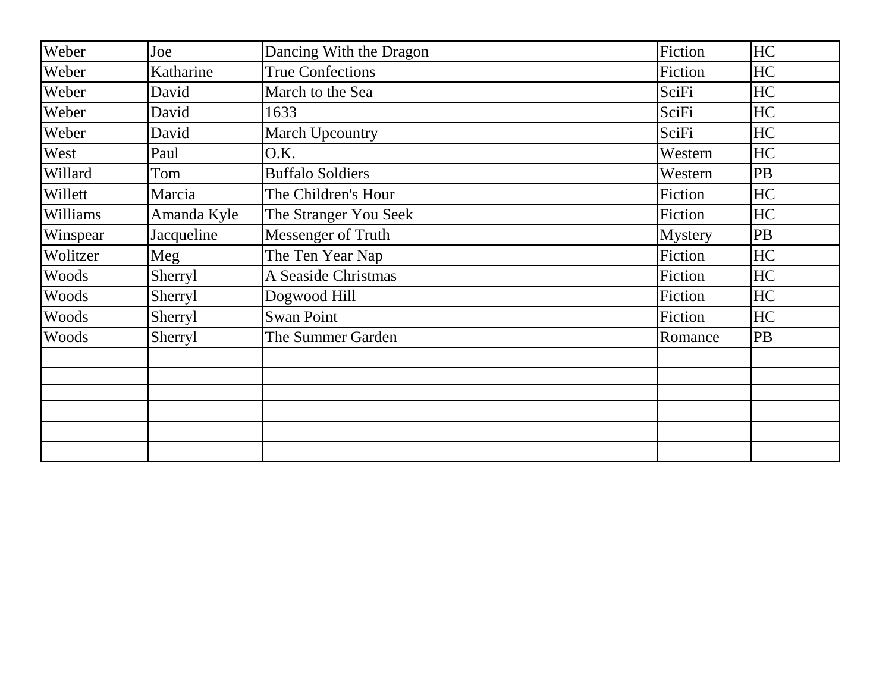| | | | | |
|---|---|---|---|---|
| Weber | Joe | Dancing With the Dragon | Fiction | HC |
| Weber | Katharine | True Confections | Fiction | HC |
| Weber | David | March to the Sea | SciFi | HC |
| Weber | David | 1633 | SciFi | HC |
| Weber | David | March Upcountry | SciFi | HC |
| West | Paul | O.K. | Western | HC |
| Willard | Tom | Buffalo Soldiers | Western | PB |
| Willett | Marcia | The Children's Hour | Fiction | HC |
| Williams | Amanda Kyle | The Stranger You Seek | Fiction | HC |
| Winspear | Jacqueline | Messenger of Truth | Mystery | PB |
| Wolitzer | Meg | The Ten Year Nap | Fiction | HC |
| Woods | Sherryl | A Seaside Christmas | Fiction | HC |
| Woods | Sherryl | Dogwood Hill | Fiction | HC |
| Woods | Sherryl | Swan Point | Fiction | HC |
| Woods | Sherryl | The Summer Garden | Romance | PB |
| | | | | |
| | | | | |
| | | | | |
| | | | | |
| | | | | |
| | | | | |